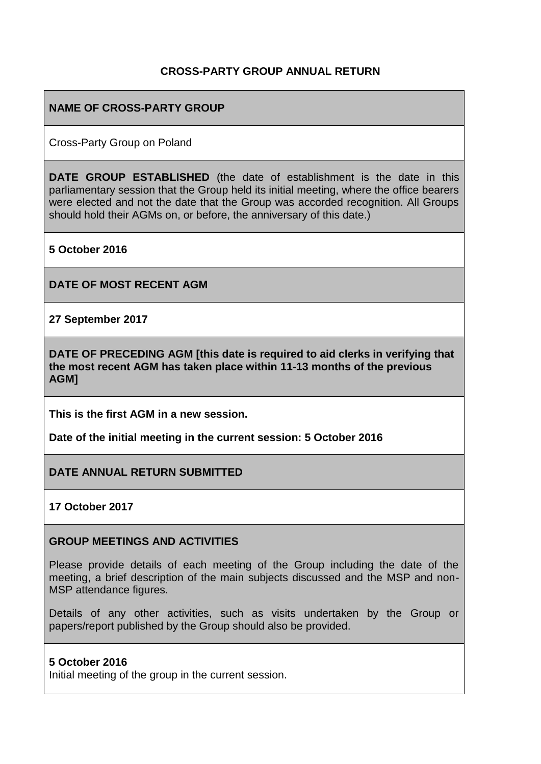# CROSS-PARTY GROUP ANNUAL RETURN

**NAME OF CROSS-PARTY GROUP**

Cross-Party Group on Poland

**DATE GROUP ESTABLISHED** (the date of establishment is the date in this parliamentary session that the Group held its initial meeting, where the office bearers were elected and not the date that the Group was accorded recognition. All Groups should hold their AGMs on, or before, the anniversary of this date.)

**5 October 2016**

**DATE OF MOST RECENT AGM**

**27 September 2017**

**DATE OF PRECEDING AGM [this date is required to aid clerks in verifying that the most recent AGM has taken place within 11-13 months of the previous AGM]**

**This is the first AGM in a new session.**

**Date of the initial meeting in the current session: 5 October 2016**

**DATE ANNUAL RETURN SUBMITTED**

**17 October 2017**

**GROUP MEETINGS AND ACTIVITIES**

Please provide details of each meeting of the Group including the date of the meeting, a brief description of the main subjects discussed and the MSP and non-MSP attendance figures.

Details of any other activities, such as visits undertaken by the Group or papers/report published by the Group should also be provided.

**5 October 2016**
Initial meeting of the group in the current session.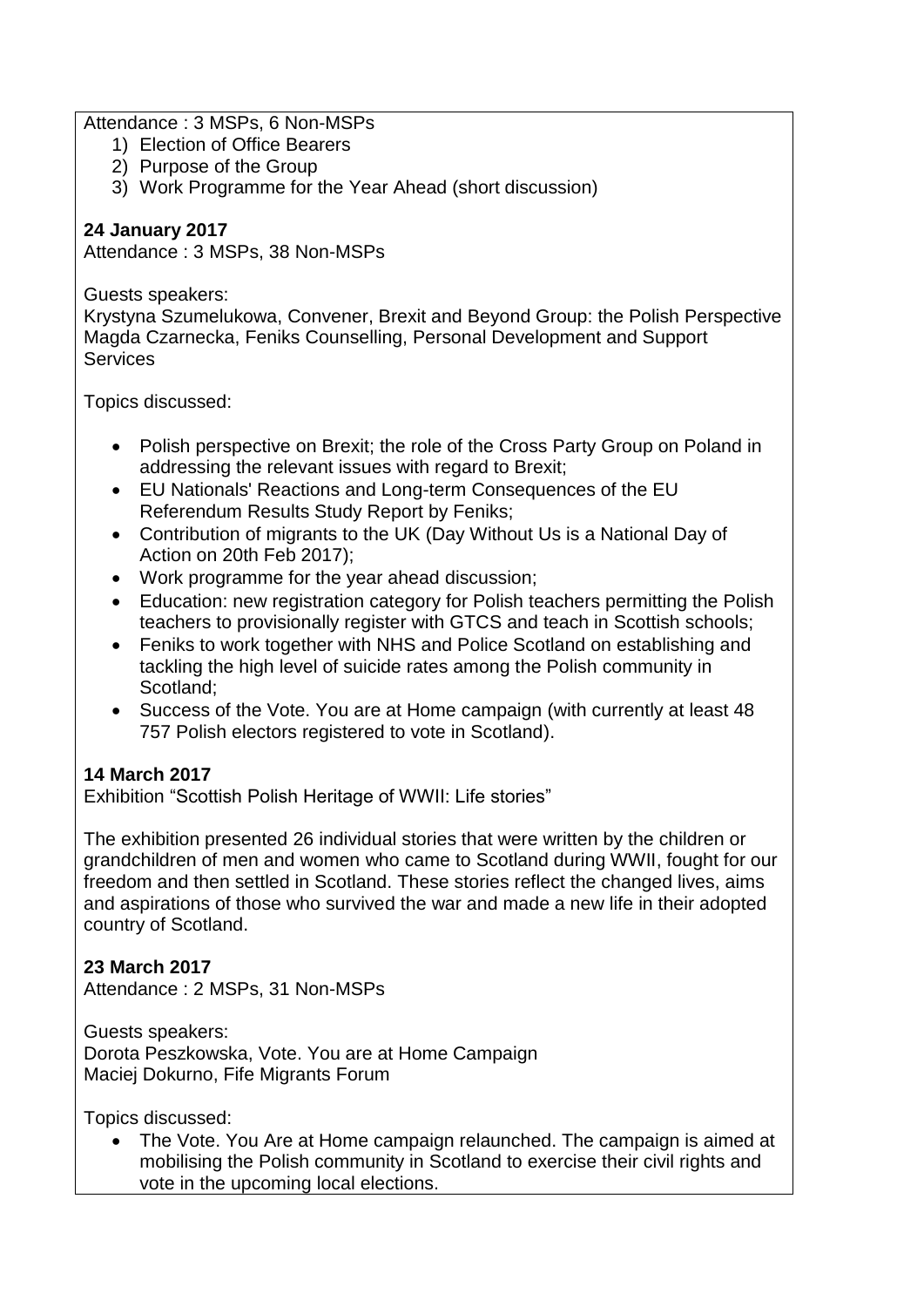Attendance : 3 MSPs, 6 Non-MSPs

1) Election of Office Bearers
2) Purpose of the Group
3) Work Programme for the Year Ahead (short discussion)

**24 January 2017**

Attendance : 3 MSPs, 38 Non-MSPs

Guests speakers:
Krystyna Szumelukowa, Convener, Brexit and Beyond Group: the Polish Perspective
Magda Czarnecka, Feniks Counselling, Personal Development and Support Services

Topics discussed:

- Polish perspective on Brexit; the role of the Cross Party Group on Poland in addressing the relevant issues with regard to Brexit;
- EU Nationals' Reactions and Long-term Consequences of the EU Referendum Results Study Report by Feniks;
- Contribution of migrants to the UK (Day Without Us is a National Day of Action on 20th Feb 2017);
- Work programme for the year ahead discussion;
- Education: new registration category for Polish teachers permitting the Polish teachers to provisionally register with GTCS and teach in Scottish schools;
- Feniks to work together with NHS and Police Scotland on establishing and tackling the high level of suicide rates among the Polish community in Scotland;
- Success of the Vote. You are at Home campaign (with currently at least 48 757 Polish electors registered to vote in Scotland).

**14 March 2017**

Exhibition "Scottish Polish Heritage of WWII: Life stories"

The exhibition presented 26 individual stories that were written by the children or grandchildren of men and women who came to Scotland during WWII, fought for our freedom and then settled in Scotland. These stories reflect the changed lives, aims and aspirations of those who survived the war and made a new life in their adopted country of Scotland.

**23 March 2017**

Attendance : 2 MSPs, 31 Non-MSPs

Guests speakers:
Dorota Peszkowska, Vote. You are at Home Campaign
Maciej Dokurno, Fife Migrants Forum

Topics discussed:

- The Vote. You Are at Home campaign relaunched. The campaign is aimed at mobilising the Polish community in Scotland to exercise their civil rights and vote in the upcoming local elections.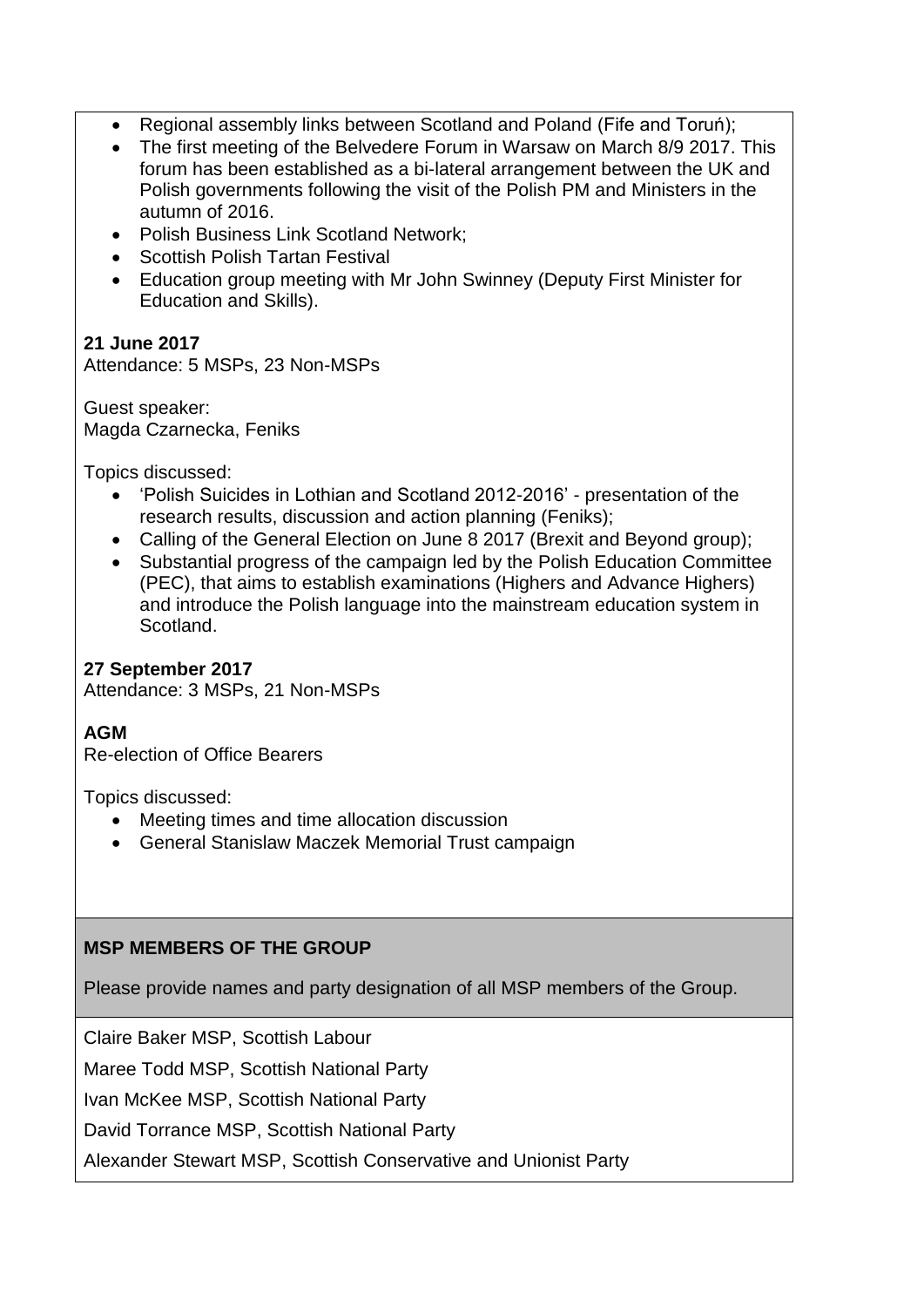- Regional assembly links between Scotland and Poland (Fife and Toruń);
- The first meeting of the Belvedere Forum in Warsaw on March 8/9 2017. This forum has been established as a bi-lateral arrangement between the UK and Polish governments following the visit of the Polish PM and Ministers in the autumn of 2016.
- Polish Business Link Scotland Network;
- Scottish Polish Tartan Festival
- Education group meeting with Mr John Swinney (Deputy First Minister for Education and Skills).

**21 June 2017**
Attendance: 5 MSPs, 23 Non-MSPs

Guest speaker:
Magda Czarnecka, Feniks

Topics discussed:

- 'Polish Suicides in Lothian and Scotland 2012-2016' - presentation of the research results, discussion and action planning (Feniks);
- Calling of the General Election on June 8 2017 (Brexit and Beyond group);
- Substantial progress of the campaign led by the Polish Education Committee (PEC), that aims to establish examinations (Highers and Advance Highers) and introduce the Polish language into the mainstream education system in Scotland.

**27 September 2017**
Attendance: 3 MSPs, 21 Non-MSPs

**AGM**
Re-election of Office Bearers

Topics discussed:

- Meeting times and time allocation discussion
- General Stanislaw Maczek Memorial Trust campaign

**MSP MEMBERS OF THE GROUP**

Please provide names and party designation of all MSP members of the Group.

Claire Baker MSP, Scottish Labour

Maree Todd MSP, Scottish National Party

Ivan McKee MSP, Scottish National Party

David Torrance MSP, Scottish National Party

Alexander Stewart MSP, Scottish Conservative and Unionist Party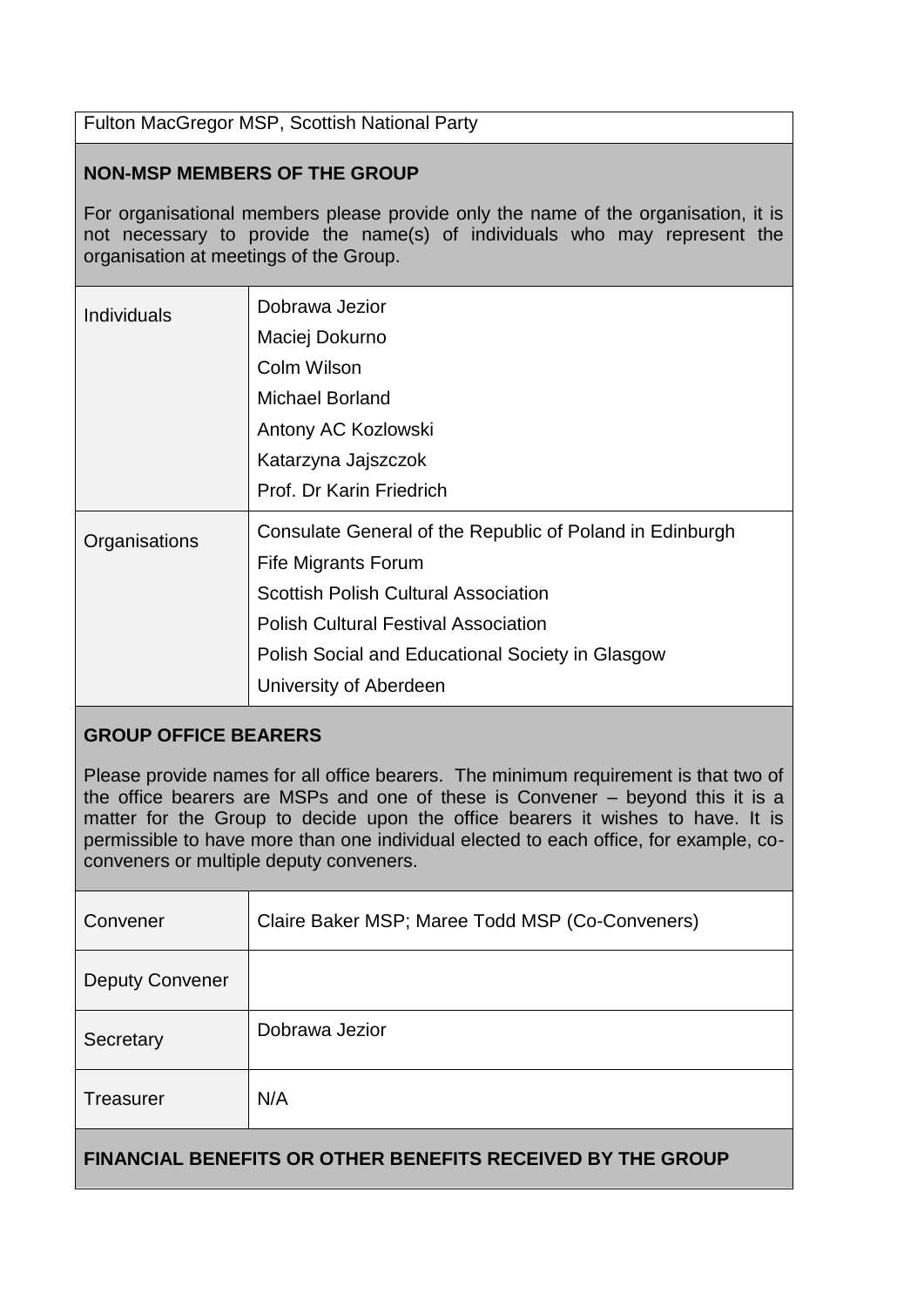| Fulton MacGregor MSP, Scottish National Party |
|---|

## NON-MSP MEMBERS OF THE GROUP

For organisational members please provide only the name of the organisation, it is not necessary to provide the name(s) of individuals who may represent the organisation at meetings of the Group.

| | |
|---|---|
| Individuals | Dobrawa Jezior<br>Maciej Dokurno<br>Colm Wilson<br>Michael Borland<br>Antony AC Kozlowski<br>Katarzyna Jajszczok<br>Prof. Dr Karin Friedrich |
| Organisations | Consulate General of the Republic of Poland in Edinburgh<br>Fife Migrants Forum<br>Scottish Polish Cultural Association<br>Polish Cultural Festival Association<br>Polish Social and Educational Society in Glasgow<br>University of Aberdeen |

## GROUP OFFICE BEARERS

Please provide names for all office bearers. The minimum requirement is that two of the office bearers are MSPs and one of these is Convener – beyond this it is a matter for the Group to decide upon the office bearers it wishes to have. It is permissible to have more than one individual elected to each office, for example, co-conveners or multiple deputy conveners.

| | |
|---|---|
| Convener | Claire Baker MSP; Maree Todd MSP (Co-Conveners) |
| Deputy Convener | |
| Secretary | Dobrawa Jezior |
| Treasurer | N/A |

## FINANCIAL BENEFITS OR OTHER BENEFITS RECEIVED BY THE GROUP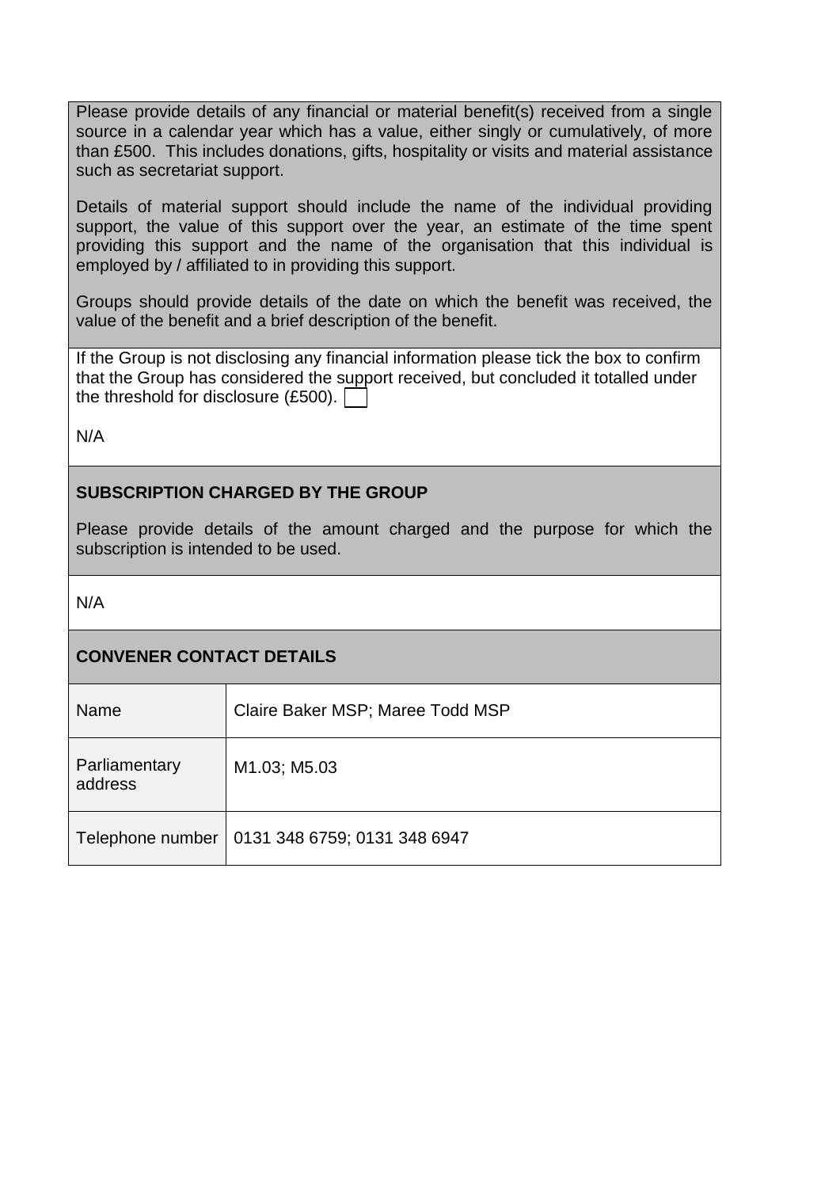Please provide details of any financial or material benefit(s) received from a single source in a calendar year which has a value, either singly or cumulatively, of more than £500. This includes donations, gifts, hospitality or visits and material assistance such as secretariat support.

Details of material support should include the name of the individual providing support, the value of this support over the year, an estimate of the time spent providing this support and the name of the organisation that this individual is employed by / affiliated to in providing this support.

Groups should provide details of the date on which the benefit was received, the value of the benefit and a brief description of the benefit.

If the Group is not disclosing any financial information please tick the box to confirm that the Group has considered the support received, but concluded it totalled under the threshold for disclosure (£500). ☐

N/A

**SUBSCRIPTION CHARGED BY THE GROUP**

Please provide details of the amount charged and the purpose for which the subscription is intended to be used.

N/A

**CONVENER CONTACT DETAILS**

| | |
|---|---|
| Name | Claire Baker MSP; Maree Todd MSP |
| Parliamentary address | M1.03; M5.03 |
| Telephone number | 0131 348 6759; 0131 348 6947 |